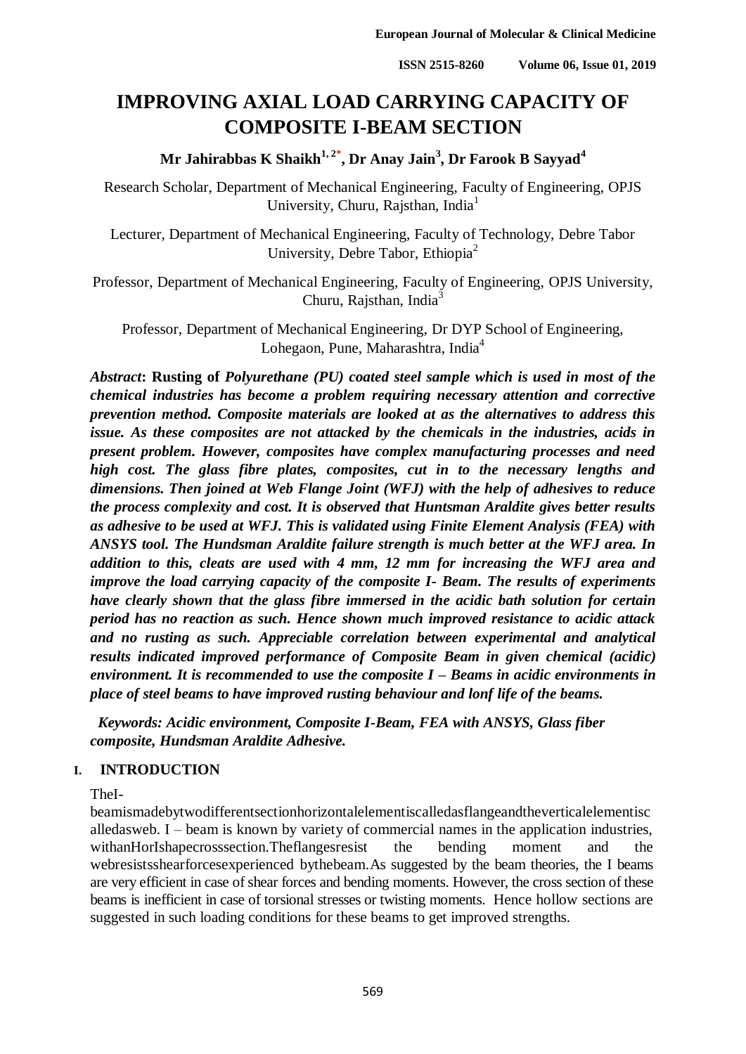# IMPROVING AXIAL LOAD CARRYING CAPACITY OF COMPOSITE I-BEAM SECTION

**Mr Jahirabbas K Shaikh[1, 2*], Dr Anay Jain[3], Dr Farook B Sayyad[4]**

Research Scholar, Department of Mechanical Engineering, Faculty of Engineering, OPJS University, Churu, Rajsthan, India[1]

Lecturer, Department of Mechanical Engineering, Faculty of Technology, Debre Tabor University, Debre Tabor, Ethiopia[2]

Professor, Department of Mechanical Engineering, Faculty of Engineering, OPJS University, Churu, Rajsthan, India[3]

Professor, Department of Mechanical Engineering, Dr DYP School of Engineering, Lohegaon, Pune, Maharashtra, India[4]

***Abstract*: Rusting of *Polyurethane (PU) coated steel sample which is used in most of the chemical industries has become a problem requiring necessary attention and corrective prevention method. Composite materials are looked at as the alternatives to address this issue. As these composites are not attacked by the chemicals in the industries, acids in present problem. However, composites have complex manufacturing processes and need high cost. The glass fibre plates, composites, cut in to the necessary lengths and dimensions. Then joined at Web Flange Joint (WFJ) with the help of adhesives to reduce the process complexity and cost. It is observed that Huntsman Araldite gives better results as adhesive to be used at WFJ. This is validated using Finite Element Analysis (FEA) with ANSYS tool. The Hundsman Araldite failure strength is much better at the WFJ area. In addition to this, cleats are used with 4 mm, 12 mm for increasing the WFJ area and improve the load carrying capacity of the composite I- Beam. The results of experiments have clearly shown that the glass fibre immersed in the acidic bath solution for certain period has no reaction as such. Hence shown much improved resistance to acidic attack and no rusting as such. Appreciable correlation between experimental and analytical results indicated improved performance of Composite Beam in given chemical (acidic) environment. It is recommended to use the composite I – Beams in acidic environments in place of steel beams to have improved rusting behaviour and lonf life of the beams.***

***Keywords: Acidic environment, Composite I-Beam, FEA with ANSYS, Glass fiber composite, Hundsman Araldite Adhesive.***

## I. INTRODUCTION

TheI-beamismadebytwodifferentsectionhorizontalelementiscalledasflangeandtheverticalelementiscalledasweb. I – beam is known by variety of commercial names in the application industries, withanHorIshapecrosssection.Theflangesresist the bending moment and the webresistsshearforcesexperienced bythebeam.As suggested by the beam theories, the I beams are very efficient in case of shear forces and bending moments. However, the cross section of these beams is inefficient in case of torsional stresses or twisting moments. Hence hollow sections are suggested in such loading conditions for these beams to get improved strengths.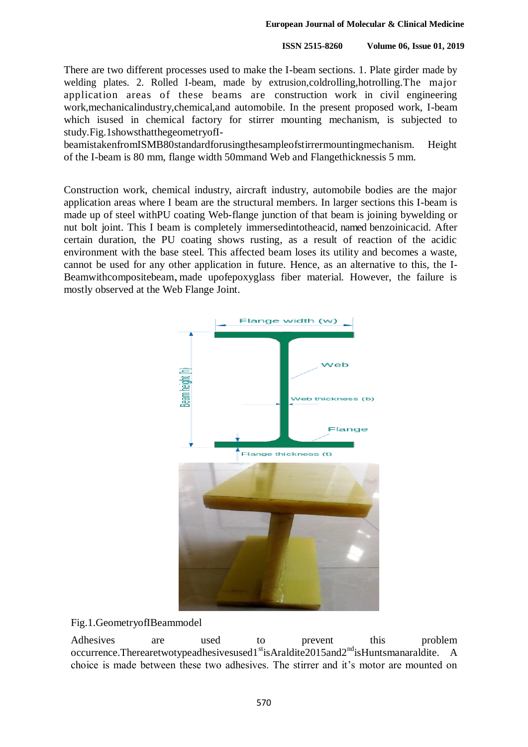There are two different processes used to make the I-beam sections. 1. Plate girder made by welding plates. 2. Rolled I-beam, made by extrusion,coldrolling,hotrolling.The major application areas of these beams are construction work in civil engineering work,mechanicalindustry,chemical,and automobile. In the present proposed work, I-beam which isused in chemical factory for stirrer mounting mechanism, is subjected to study.Fig.1showsthatthegeometryofI-beamistakenfromISMB80standardforusingthesampleofstirrermountingmechanism. Height of the I-beam is 80 mm, flange width 50mmand Web and Flangethicknessis 5 mm.

Construction work, chemical industry, aircraft industry, automobile bodies are the major application areas where I beam are the structural members. In larger sections this I-beam is made up of steel withPU coating Web-flange junction of that beam is joining bywelding or nut bolt joint. This I beam is completely immersedintotheacid, named benzoinicacid. After certain duration, the PU coating shows rusting, as a result of reaction of the acidic environment with the base steel. This affected beam loses its utility and becomes a waste, cannot be used for any other application in future. Hence, as an alternative to this, the I-Beamwithcompositebeam**,** made upofepoxyglass fiber material. However, the failure is mostly observed at the Web Flange Joint.

Fig.1.GeometryofIBeammodel

Adhesives are used to prevent this problem occurrence.Therearetwotypeadhesivesused1[st]isAraldite2015and2[nd]isHuntsmanaraldite. A choice is made between these two adhesives. The stirrer and it's motor are mounted on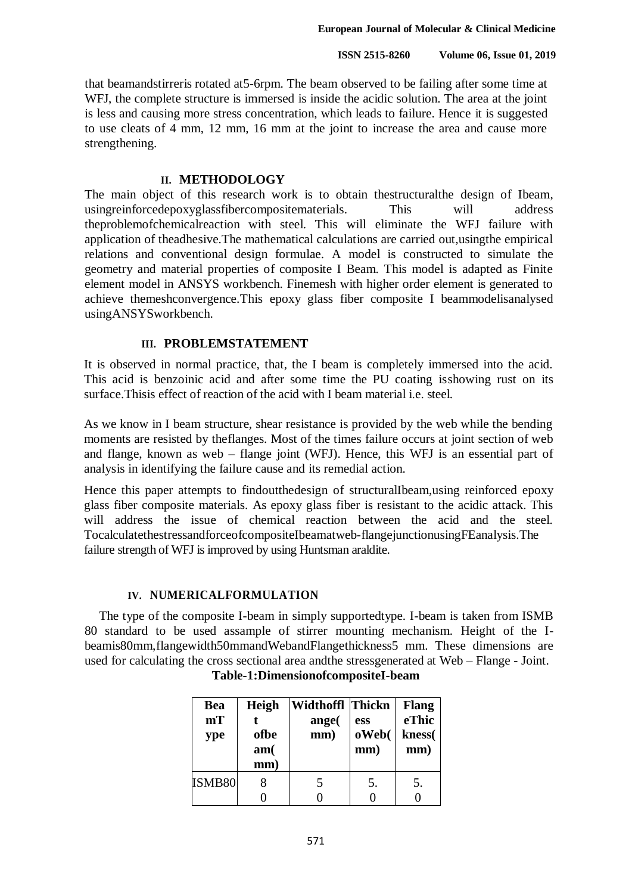that beamandstirreris rotated at5-6rpm. The beam observed to be failing after some time at WFJ, the complete structure is immersed is inside the acidic solution. The area at the joint is less and causing more stress concentration, which leads to failure. Hence it is suggested to use cleats of 4 mm, 12 mm, 16 mm at the joint to increase the area and cause more strengthening.

## II. METHODOLOGY

The main object of this research work is to obtain thestructuralthe design of Ibeam, usingreinforcedepoxyglassfibercompositematerials. This will address theproblemofchemicalreaction with steel. This will eliminate the WFJ failure with application of theadhesive.The mathematical calculations are carried out,usingthe empirical relations and conventional design formulae. A model is constructed to simulate the geometry and material properties of composite I Beam. This model is adapted as Finite element model in ANSYS workbench. Finemesh with higher order element is generated to achieve themeshconvergence.This epoxy glass fiber composite I beammodelisanalysed usingANSYSworkbench.

## III. PROBLEMSTATEMENT

It is observed in normal practice, that, the I beam is completely immersed into the acid. This acid is benzoinic acid and after some time the PU coating isshowing rust on its surface.Thisis effect of reaction of the acid with I beam material i.e. steel.

As we know in I beam structure, shear resistance is provided by the web while the bending moments are resisted by theflanges. Most of the times failure occurs at joint section of web and flange, known as web – flange joint (WFJ). Hence, this WFJ is an essential part of analysis in identifying the failure cause and its remedial action.

Hence this paper attempts to findoutthedesign of structuralIbeam,using reinforced epoxy glass fiber composite materials. As epoxy glass fiber is resistant to the acidic attack. This will address the issue of chemical reaction between the acid and the steel. TocalculatethestressandforceofcompositeIbeamatweb-flangejunctionusingFEanalysis.The failure strength of WFJ is improved by using Huntsman araldite.

## IV. NUMERICALFORMULATION

The type of the composite I-beam in simply supportedtype. I-beam is taken from ISMB 80 standard to be used assample of stirrer mounting mechanism. Height of the I-beamis80mm,flangewidth50mmandWebandFlangethickness5 mm. These dimensions are used for calculating the cross sectional area andthe stressgenerated at Web – Flange - Joint.

**Table-1:DimensionofcompositeI-beam**

| BeamType | Height ofbeam(mm) | Widthofflange(mm) | ThicknessoWeb(mm) | FlangeThickness(mm) |
|---|---|---|---|---|
| ISMB80 | 80 | 50 | 5.0 | 5.0 |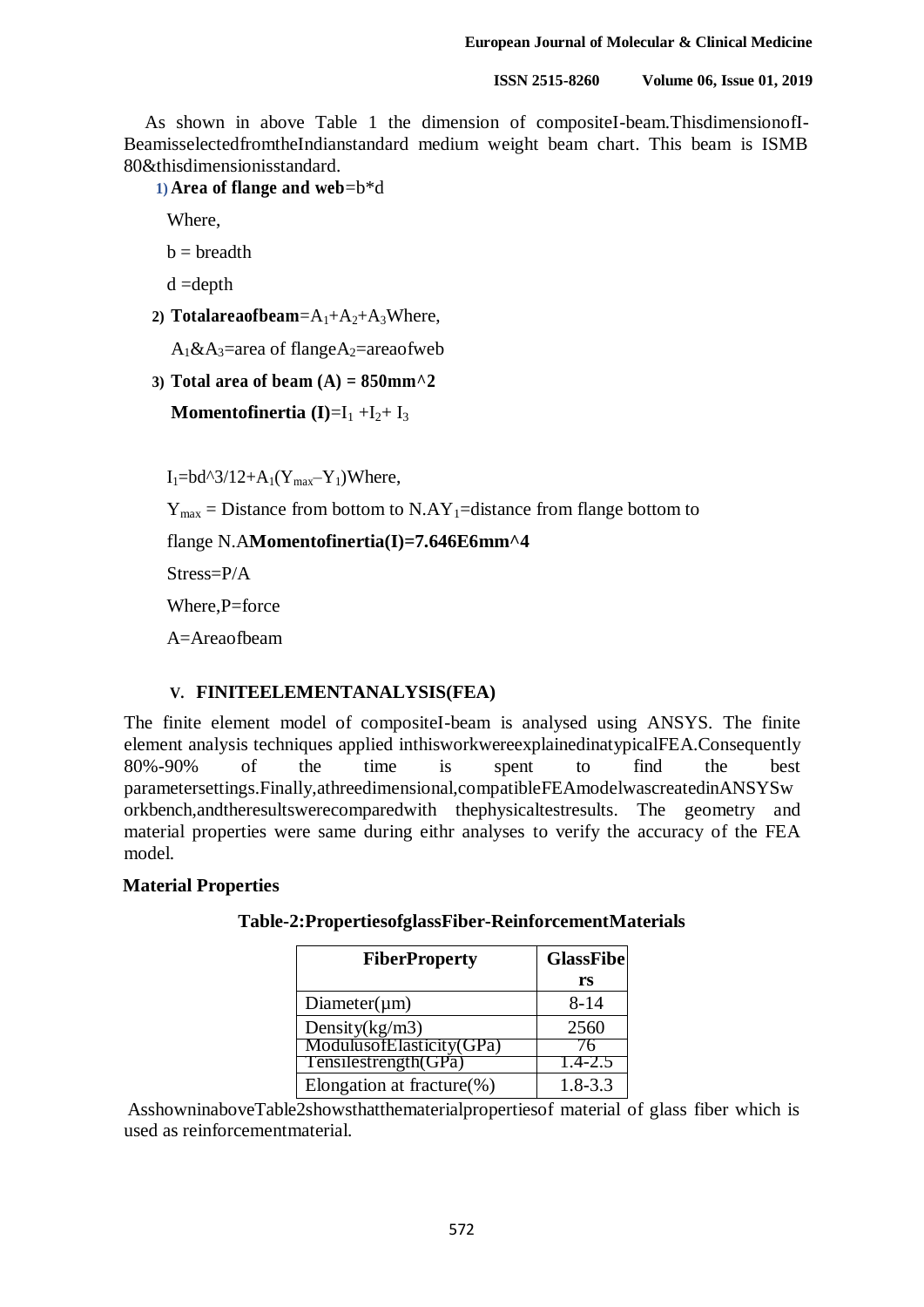As shown in above Table 1 the dimension of compositeI-beam.ThisdimensionofI-BeamisselectedfromtheIndianstandard medium weight beam chart. This beam is ISMB 80&thisdimensionisstandard.

1) **Area of flange and web**=b*d

Where,

b = breadth

d =depth

2) **Totalareaofbeam**=$A_1$+$A_2$+$A_3$Where,

$A_1$&$A_3$=area of flange$A_2$=areaofweb

3) **Total area of beam (A) = 850mm^2**

**Momentofinertia (I)**=$I_1$ +$I_2$+ $I_3$

$I_1$=bd^3/12+$A_1$($Y_{max}$–$Y_1$)Where,

$Y_{max}$ = Distance from bottom to N.A$Y_1$=distance from flange bottom to flange N.A**Momentofinertia(I)=7.646E6mm^4**

Stress=P/A

Where,P=force

A=Areaofbeam

## V. FINITEELEMENTANALYSIS(FEA)

The finite element model of compositeI-beam is analysed using ANSYS. The finite element analysis techniques applied inthisworkwereexplainedinatypicalFEA.Consequently 80%-90% of the time is spent to find the best parametersettings.Finally,athreedimensional,compatibleFEAmodelwascreatedinANSYSworkbench,andtheresultswerecomparedwith thephysicaltestresults. The geometry and material properties were same during eithr analyses to verify the accuracy of the FEA model.

### Material Properties

**Table-2:PropertiesofglassFiber-ReinforcementMaterials**

| FiberProperty | GlassFibers |
|---|---|
| Diameter(µm) | 8-14 |
| Density(kg/m3) | 2560 |
| ModulusofElasticity(GPa) | 76 |
| Tensilestrength(GPa) | 1.4-2.5 |
| Elongation at fracture(%) | 1.8-3.3 |

AsshowninaboveTable2showsthatthematerialpropertiesof material of glass fiber which is used as reinforcementmaterial.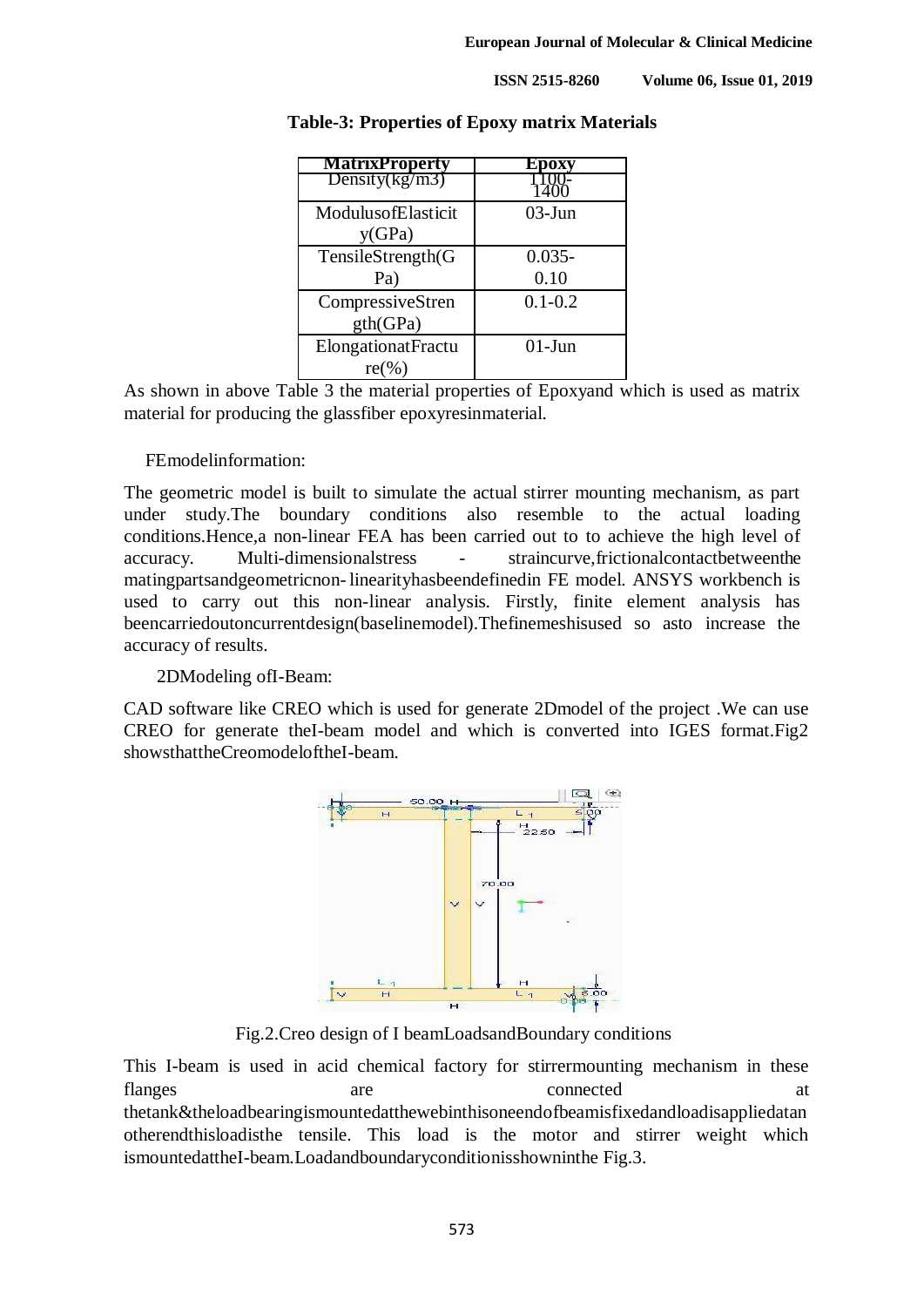**Table-3: Properties of Epoxy matrix Materials**

| MatrixProperty | Epoxy |
|---|---|
| Density(kg/m3) | 1100-1400 |
| ModulusofElasticity(GPa) | 03-Jun |
| TensileStrength(GPa) | 0.035-0.10 |
| CompressiveStrength(GPa) | 0.1-0.2 |
| ElongationatFracture(%) | 01-Jun |

As shown in above Table 3 the material properties of Epoxyand which is used as matrix material for producing the glassfiber epoxyresinmaterial.

FEmodelinformation:

The geometric model is built to simulate the actual stirrer mounting mechanism, as part under study.The boundary conditions also resemble to the actual loading conditions.Hence,a non-linear FEA has been carried out to to achieve the high level of accuracy. Multi-dimensionalstress - straincurve,frictionalcontactbetweenthe matingpartsandgeometricnon- linearityhasbeendefinedin FE model. ANSYS workbench is used to carry out this non-linear analysis. Firstly, finite element analysis has beencarriedoutoncurrentdesign(baselinemodel).Thefinemeshisused so asto increase the accuracy of results.

2DModeling ofI-Beam:

CAD software like CREO which is used for generate 2Dmodel of the project .We can use CREO for generate theI-beam model and which is converted into IGES format.Fig2 showsthattheCreomodeloftheI-beam.

Fig.2.Creo design of I beamLoadsandBoundary conditions

This I-beam is used in acid chemical factory for stirrermounting mechanism in these flanges are connected at thetank&theloadbearingismountedatthewebinthisoneendofbeamisfixedandloadisappliedatan otherendthisloadisthe tensile. This load is the motor and stirrer weight which ismountedattheI-beam.Loadandboundaryconditionisshowninthe Fig.3.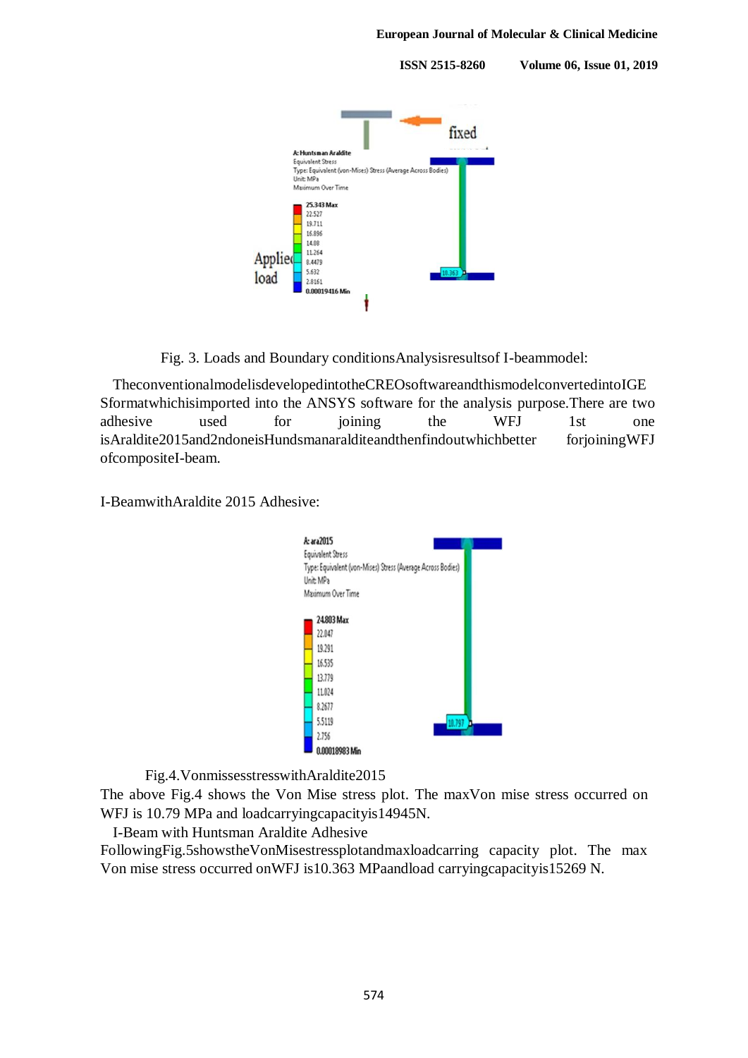Fig. 3. Loads and Boundary conditionsAnalysisresultsof I-beammodel:

TheconventionalmodelisdevelopedintotheCREOsoftwareandthismodelconvertedintoIGE Sformatwhichisimported into the ANSYS software for the analysis purpose.There are two adhesive used for joining the WFJ 1st one isAraldite2015and2ndoneisHundsmanaralditeandthenfindoutwhichbetter forjoiningWFJ ofcompositeI-beam.

I-BeamwithAraldite 2015 Adhesive:

Fig.4.VonmissesstresswithAraldite2015

The above Fig.4 shows the Von Mise stress plot. The maxVon mise stress occurred on WFJ is 10.79 MPa and loadcarryingcapacityis14945N.

I-Beam with Huntsman Araldite Adhesive

FollowingFig.5showstheVonMisestressplotandmaxloadcarring capacity plot. The max Von mise stress occurred onWFJ is10.363 MPaandload carryingcapacityis15269 N.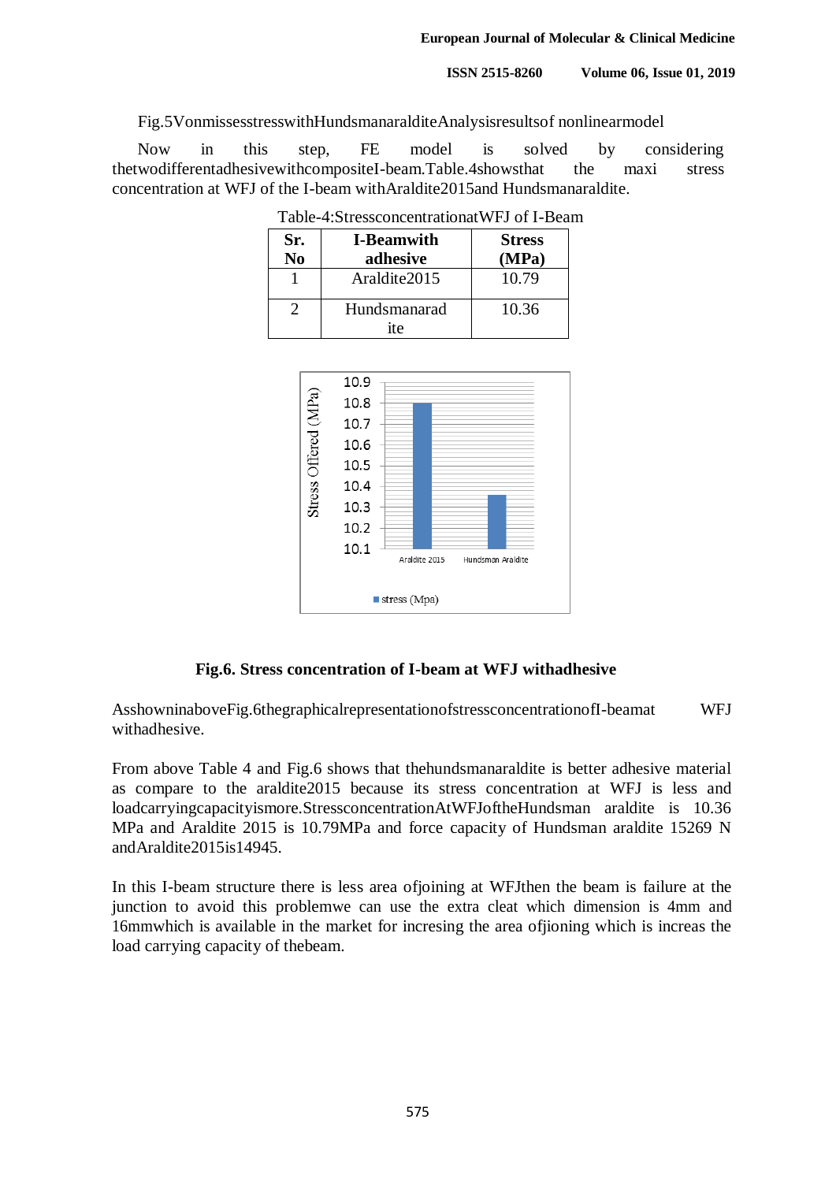Fig.5VonmissesstresswithHundsmanaralditeAnalysisresultsof nonlinearmodel

Now in this step, FE model is solved by considering thetwodifferentadhesivewithcompositeI-beam.Table.4showsthat the maxi stress concentration at WFJ of the I-beam withAraldite2015and Hundsmanaraldite.

Table-4:StressconcentrationatWFJ of I-Beam

| Sr. No | I-Beamwith adhesive | Stress (MPa) |
|---|---|---|
| 1 | Araldite2015 | 10.79 |
| 2 | Hundsmanaradite | 10.36 |

**Fig.6. Stress concentration of I-beam at WFJ withadhesive**

AsshowninaboveFig.6thegraphicalrepresentationofstressconcentrationofI-beamat WFJ withadhesive.

From above Table 4 and Fig.6 shows that thehundsmanaraldite is better adhesive material as compare to the araldite2015 because its stress concentration at WFJ is less and loadcarryingcapacityismore.StressconcentrationAtWFJoftheHundsman araldite is 10.36 MPa and Araldite 2015 is 10.79MPa and force capacity of Hundsman araldite 15269 N andAraldite2015is14945.

In this I-beam structure there is less area ofjoining at WFJthen the beam is failure at the junction to avoid this problemwe can use the extra cleat which dimension is 4mm and 16mmwhich is available in the market for incresing the area ofjioning which is increas the load carrying capacity of thebeam.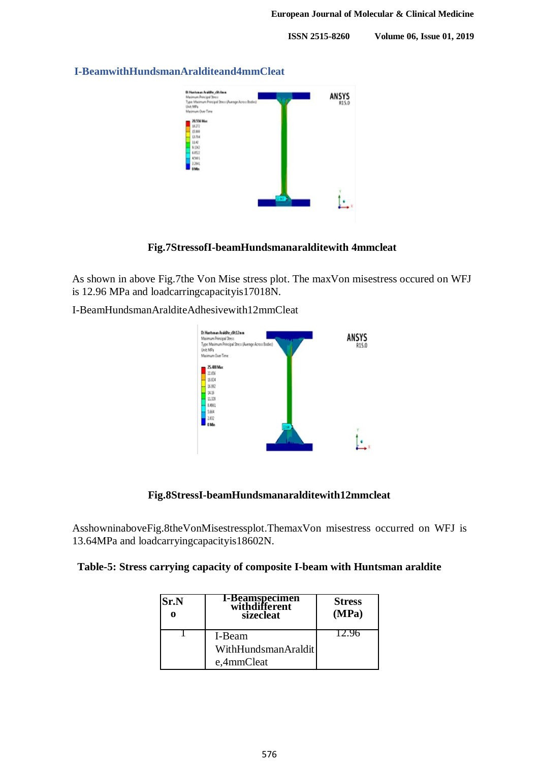### I-BeamwithHundsmanAralditeand4mmCleat

**Fig.7StressofI-beamHundsmanaralditewith 4mmcleat**

As shown in above Fig.7the Von Mise stress plot. The maxVon misestress occured on WFJ is 12.96 MPa and loadcarringcapacityis17018N.

I-BeamHundsmanAralditeAdhesivewith12mmCleat

**Fig.8StressI-beamHundsmanaralditewith12mmcleat**

AsshowninaboveFig.8theVonMisestressplot.ThemaxVon misestress occurred on WFJ is 13.64MPa and loadcarryingcapacityis18602N.

**Table-5: Stress carrying capacity of composite I-beam with Huntsman araldite**

| Sr.No | I-Beamspecimen withdifferent sizecleat | Stress (MPa) |
|---|---|---|
| 1 | I-Beam WithHundsmanAraldite,4mmCleat | 12.96 |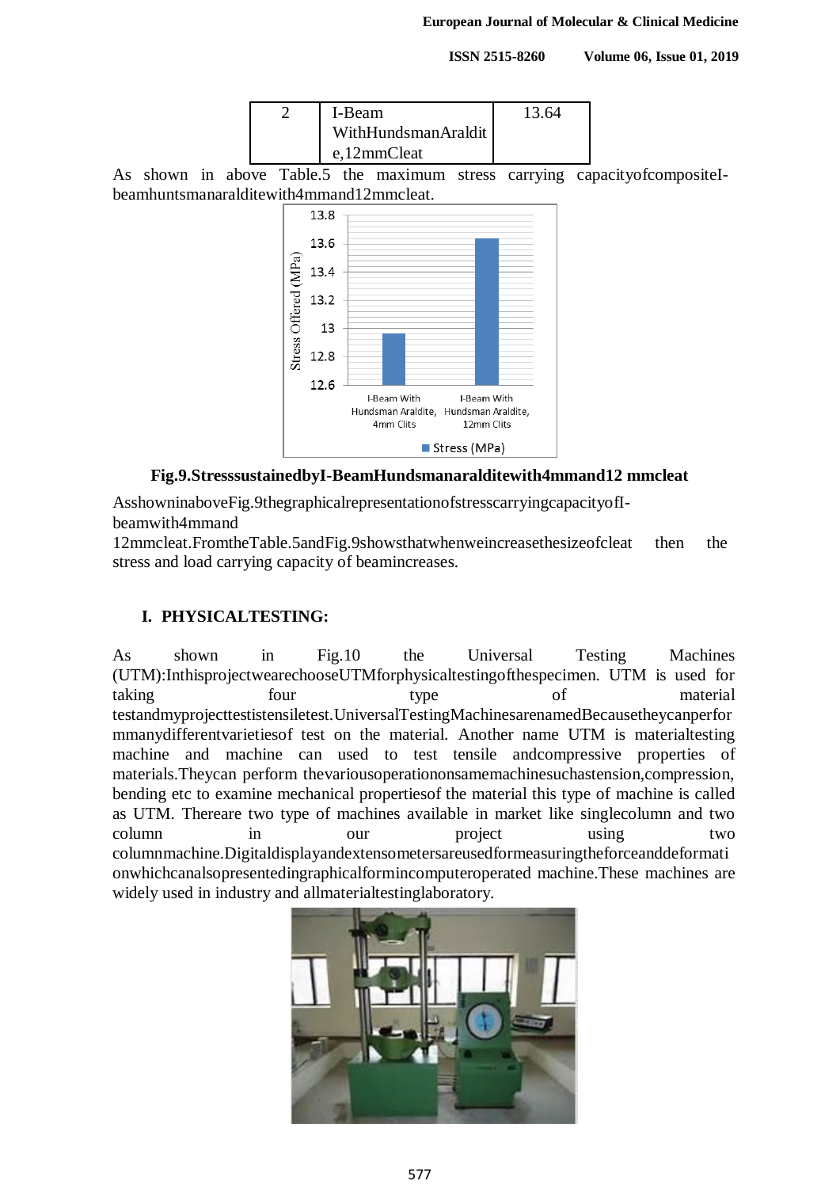| 2 | I-Beam WithHundsmanAraldite,12mmCleat | 13.64 |
|---|---|---|

As shown in above Table.5 the maximum stress carrying capacityofcompositeI-beamhuntsmanaralditewith4mmand12mmcleat.

Fig.9.StresssustainedbyI-BeamHundsmanaralditewith4mmand12 mmcleat

AsshowninaboveFig.9thegraphicalrepresentationofstresscarryingcapacityofI-beamwith4mmand 12mmcleat.FromtheTable.5andFig.9showsthatwhenweincreasethesizeofcleat then the stress and load carrying capacity of beamincreases.

## I. PHYSICALTESTING:

As shown in Fig.10 the Universal Testing Machines (UTM):InthisprojectwearechooseUTMforphysicaltestingofthespecimen. UTM is used for taking four type of material testandmyprojecttestistensiletest.UniversalTestingMachinesarenamedBecausetheycanperformmanydifferentvarietiesof test on the material. Another name UTM is materialtesting machine and machine can used to test tensile andcompressive properties of materials.Theycan perform thevariousoperationonsamemachinesuchastension,compression, bending etc to examine mechanical propertiesof the material this type of machine is called as UTM. Thereare two type of machines available in market like singlecolumn and two column in our project using two columnmachine.Digitaldisplayandextensometersareusedformeasuringtheforceanddeformationwhichcanalsopresentedingraphicalformincomputeroperated machine.These machines are widely used in industry and allmaterialtestinglaboratory.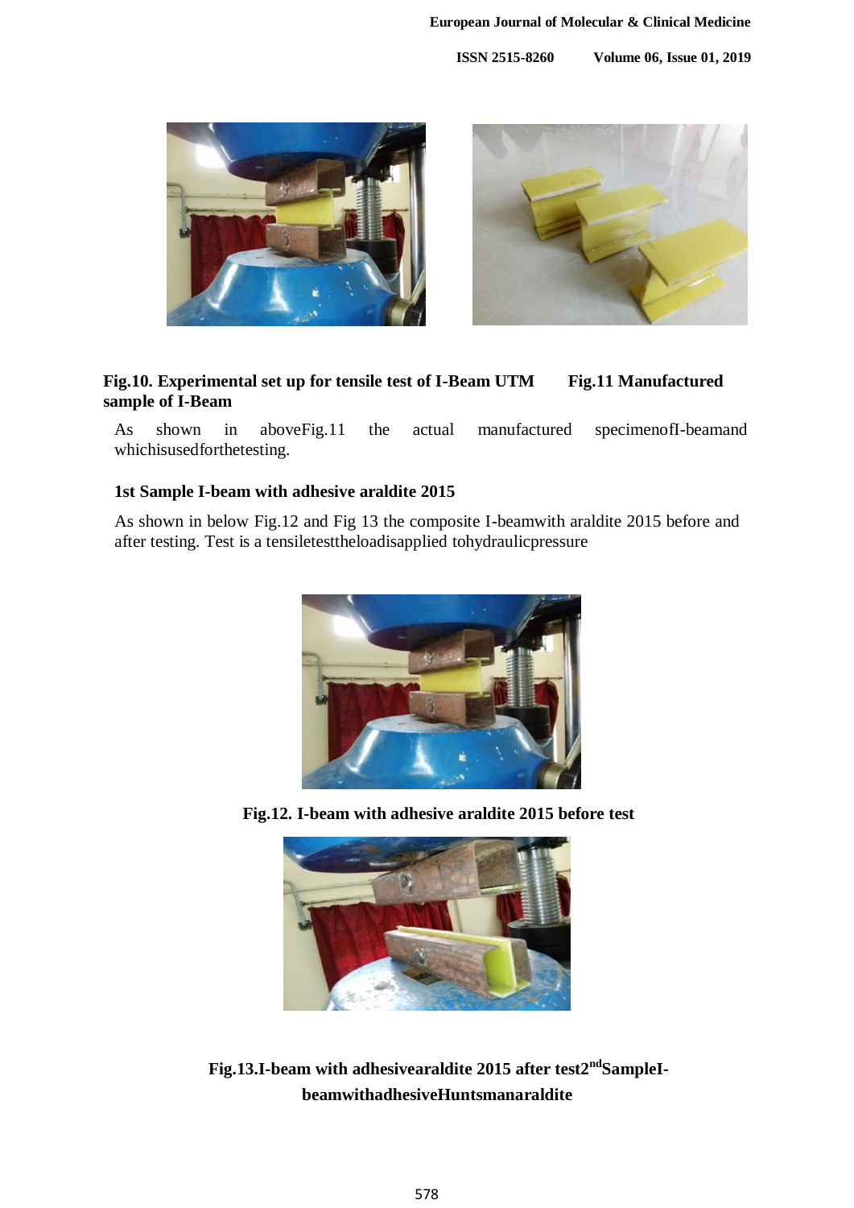**Fig.10. Experimental set up for tensile test of I-Beam UTM** **Fig.11 Manufactured sample of I-Beam**

As shown in aboveFig.11 the actual manufactured specimenofI-beamand whichisusedforthetesting.

**1st Sample I-beam with adhesive araldite 2015**

As shown in below Fig.12 and Fig 13 the composite I-beamwith araldite 2015 before and after testing. Test is a tensiletesttheloadisapplied tohydraulicpressure

**Fig.12. I-beam with adhesive araldite 2015 before test**

**Fig.13.I-beam with adhesivearaldite 2015 after test2[nd]SampleI-beamwithadhesiveHuntsmanaraldite**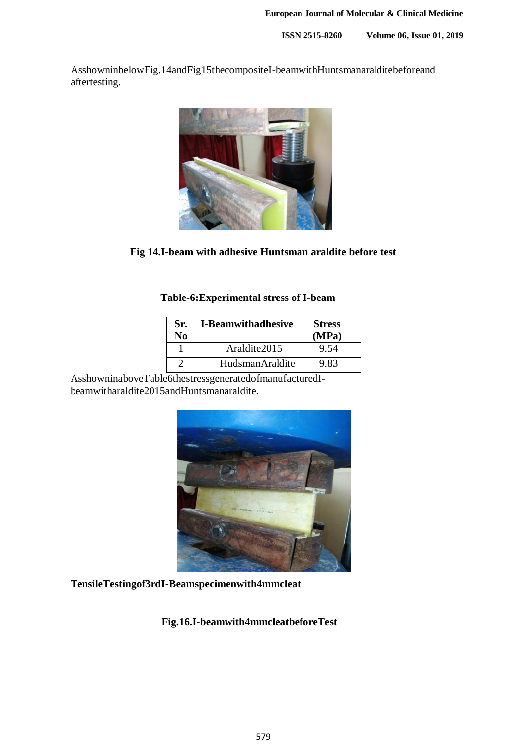AsshowninbelowFig.14andFig15thecompositeI-beamwithHuntsmanaralditebeforeand aftertesting.

**Fig 14.I-beam with adhesive Huntsman araldite before test**

**Table-6:Experimental stress of I-beam**

| Sr. No | I-Beamwithadhesive | Stress (MPa) |
|---|---|---|
| 1 | Araldite2015 | 9.54 |
| 2 | HudsmanAraldite | 9.83 |

AsshowninaboveTable6thestressgeneratedofmanufacturedI-beamwitharaldite2015andHuntsmanaraldite.

**TensileTestingof3rdI-Beamspecimenwith4mmcleat**

**Fig.16.I-beamwith4mmcleatbeforeTest**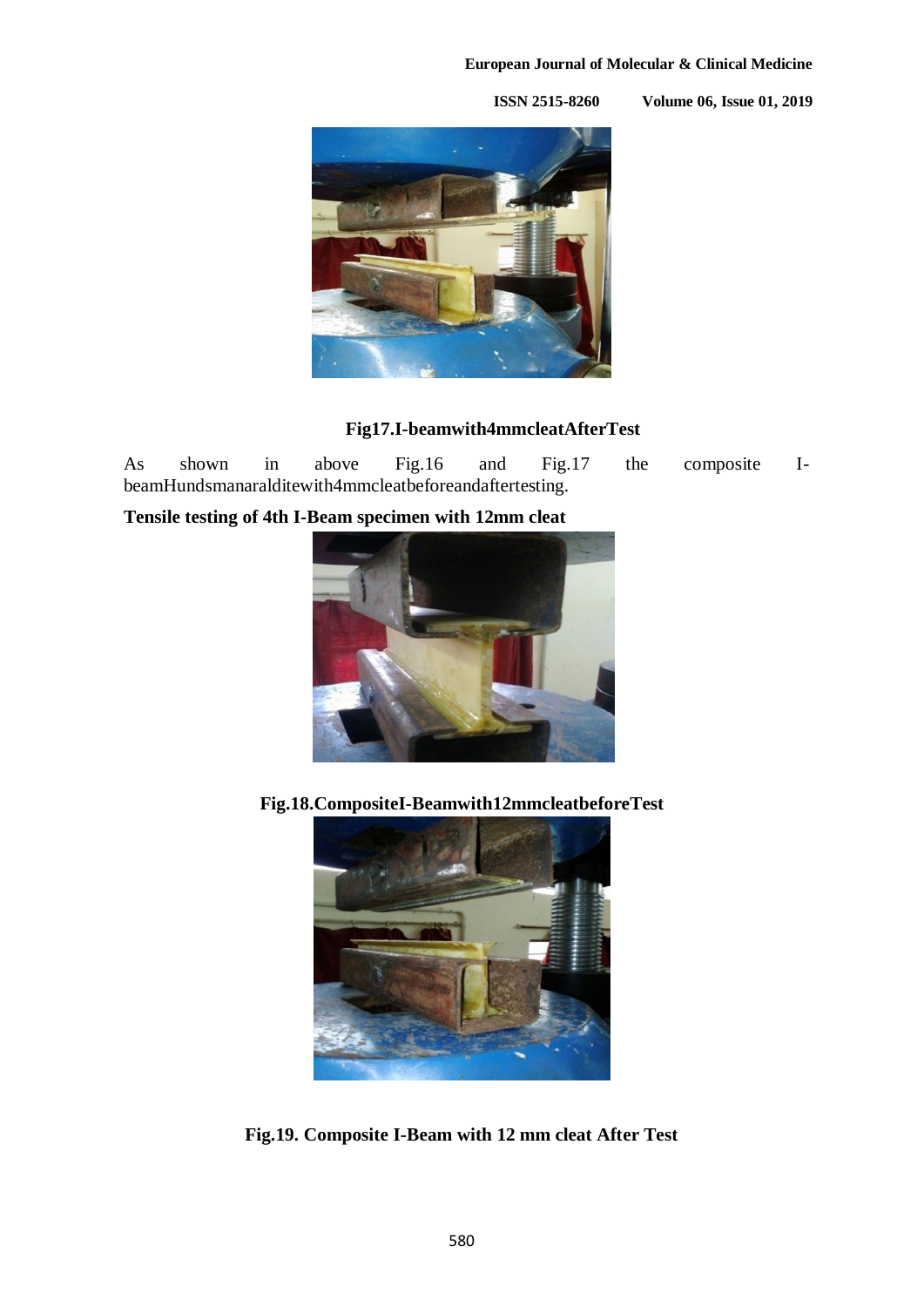**Fig17.I-beamwith4mmcleatAfterTest**

As shown in above Fig.16 and Fig.17 the composite I-beamHundsmanaralditewith4mmcleatbeforeandaftertesting.

**Tensile testing of 4th I-Beam specimen with 12mm cleat**

**Fig.18.CompositeI-Beamwith12mmcleatbeforeTest**

**Fig.19. Composite I-Beam with 12 mm cleat After Test**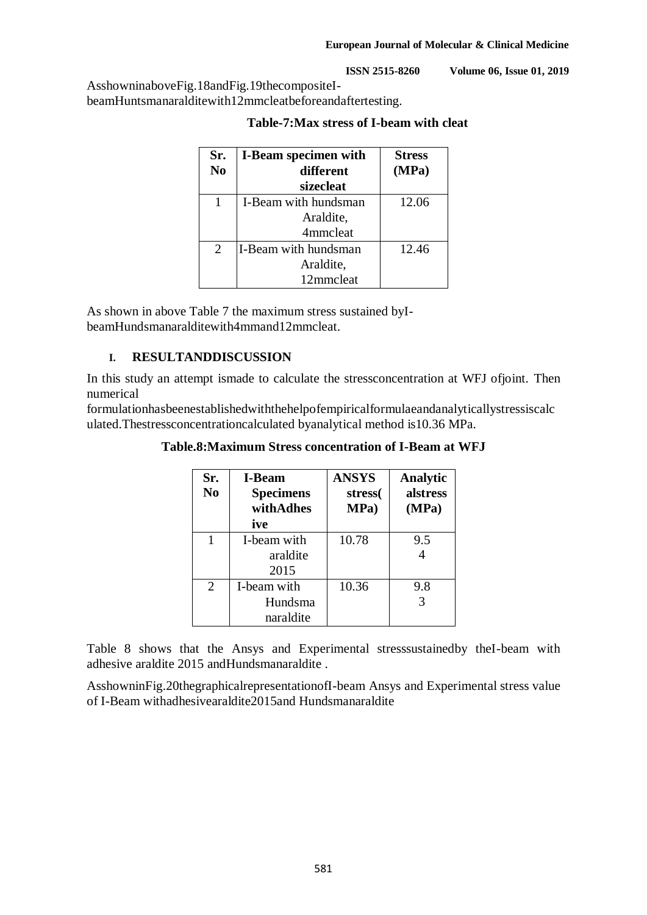AsshowninaboveFig.18andFig.19thecompositeI-beamHuntsmanaralditewith12mmcleatbeforeandaftertesting.

**Table-7:Max stress of I-beam with cleat**

| Sr. No | I-Beam specimen with different sizecleat | Stress (MPa) |
|---|---|---|
| 1 | I-Beam with hundsman Araldite, 4mmcleat | 12.06 |
| 2 | I-Beam with hundsman Araldite, 12mmcleat | 12.46 |

As shown in above Table 7 the maximum stress sustained byI-beamHundsmanaralditewith4mmand12mmcleat.

## I. RESULTANDDISCUSSION

In this study an attempt ismade to calculate the stressconcentration at WFJ ofjoint. Then numerical formulationhasbeenestablishedwiththehelpofempiricalformulaeandanalyticallystressiscalculated.Thestressconcentrationcalculated byanalytical method is10.36 MPa.

**Table.8:Maximum Stress concentration of I-Beam at WFJ**

| Sr. No | I-Beam Specimens withAdhesive | ANSYS stress( MPa) | Analyticalstress (MPa) |
|---|---|---|---|
| 1 | I-beam with araldite 2015 | 10.78 | 9.54 |
| 2 | I-beam with Hundsmanaraldite | 10.36 | 9.83 |

Table 8 shows that the Ansys and Experimental stresssustainedby theI-beam with adhesive araldite 2015 andHundsmanaraldite .

AsshowninFig.20thegraphicalrepresentationofI-beam Ansys and Experimental stress value of I-Beam withadhesivearaldite2015and Hundsmanaraldite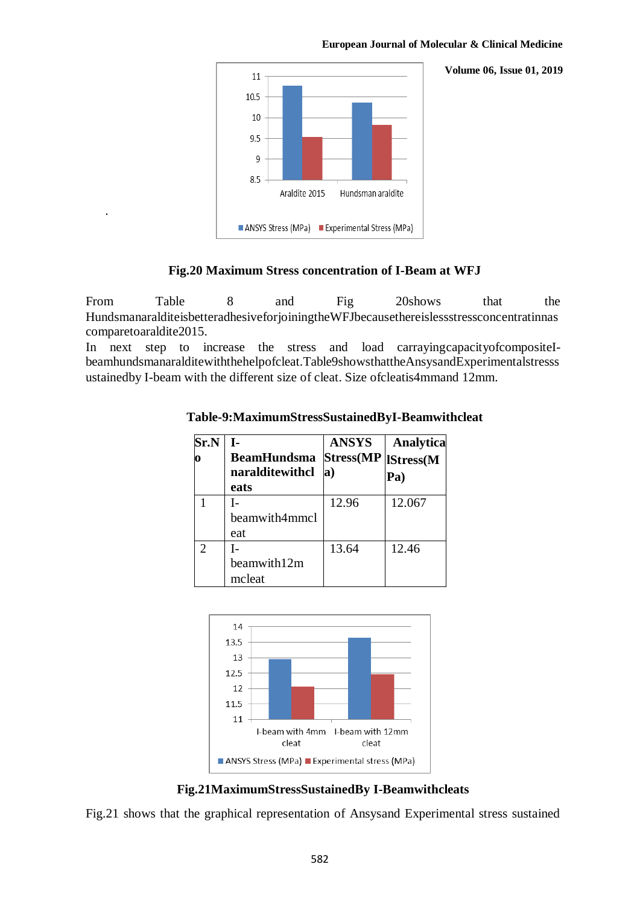**Fig.20 Maximum Stress concentration of I-Beam at WFJ**

From Table 8 and Fig 20shows that the HundsmanaralditeisbetteradhesiveforjoiningtheWFJbecausethereislessstressconcentratinnas comparetoaraldite2015.

In next step to increase the stress and load carrayingcapacityofcompositeI-beamhundsmanaralditewiththehelpofcleat.Table9showsthattheAnsysandExperimentalstresss ustainedby I-beam with the different size of cleat. Size ofcleatis4mmand 12mm.

**Table-9:MaximumStressSustainedByI-Beamwithcleat**

| Sr.No | I-BeamHundsmanaralditewithcleats | ANSYS Stress(MPa) | AnalyticalStress(MPa) |
|---|---|---|---|
| 1 | I-beamwith4mmcleat | 12.96 | 12.067 |
| 2 | I-beamwith12mmcleat | 13.64 | 12.46 |

**Fig.21MaximumStressSustainedBy I-Beamwithcleats**

Fig.21 shows that the graphical representation of Ansysand Experimental stress sustained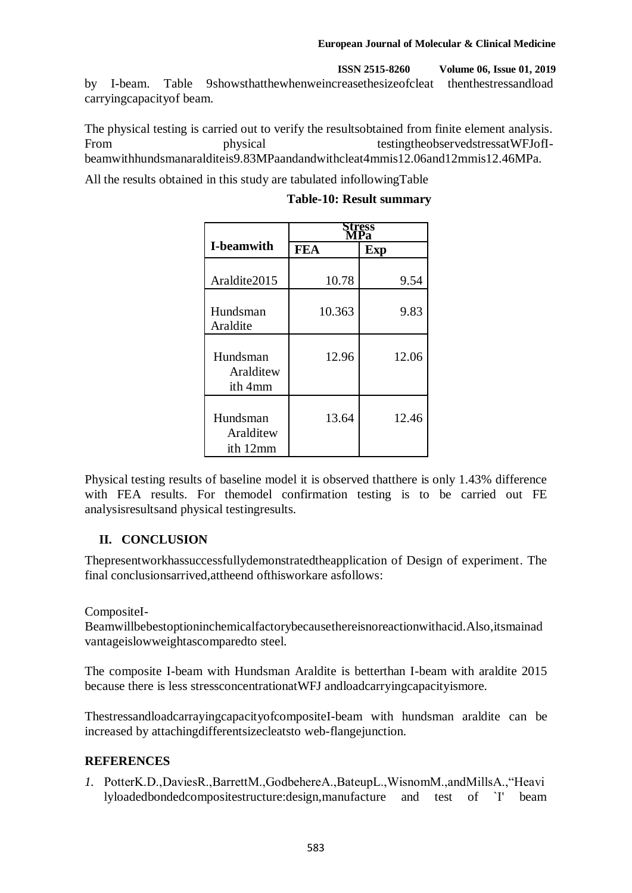by I-beam. Table 9showsthatthewhenweincreasethesizeofcleat thenthestressandload carryingcapacityof beam.

The physical testing is carried out to verify the resultsobtained from finite element analysis. From physical testingtheobservedstressatWFJofI-beamwithhundsmanaralditeis9.83MPaandandwithcleat4mmis12.06and12mmis12.46MPa.

All the results obtained in this study are tabulated infollowingTable

**Table-10: Result summary**

| I-beamwith | Stress MPa | |
|---|---|---|
| | FEA | Exp |
| Araldite2015 | 10.78 | 9.54 |
| Hundsman Araldite | 10.363 | 9.83 |
| Hundsman Aralditew ith 4mm | 12.96 | 12.06 |
| Hundsman Aralditew ith 12mm | 13.64 | 12.46 |

Physical testing results of baseline model it is observed thatthere is only 1.43% difference with FEA results. For themodel confirmation testing is to be carried out FE analysisresultsand physical testingresults.

## II. CONCLUSION

Thepresentworkhassuccessfullydemonstratedtheapplication of Design of experiment. The final conclusionsarrived,attheend ofthisworkare asfollows:

CompositeI-Beamwillbebestoptioninchemicalfactorybecausethereisnoreactionwithacid.Also,itsmainadvantageislowweightascomparedto steel.

The composite I-beam with Hundsman Araldite is betterthan I-beam with araldite 2015 because there is less stressconcentrationatWFJ andloadcarryingcapacityismore.

ThestressandloadcarrayingcapacityofcompositeI-beam with hundsman araldite can be increased by attachingdifferentsizecleatsto web-flangejunction.

## REFERENCES

1. PotterK.D.,DaviesR.,BarrettM.,GodbehereA.,BateupL.,WisnomM.,andMillsA.,"Heavi lyloadedbondedcompositestructure:design,manufacture and test of `I' beam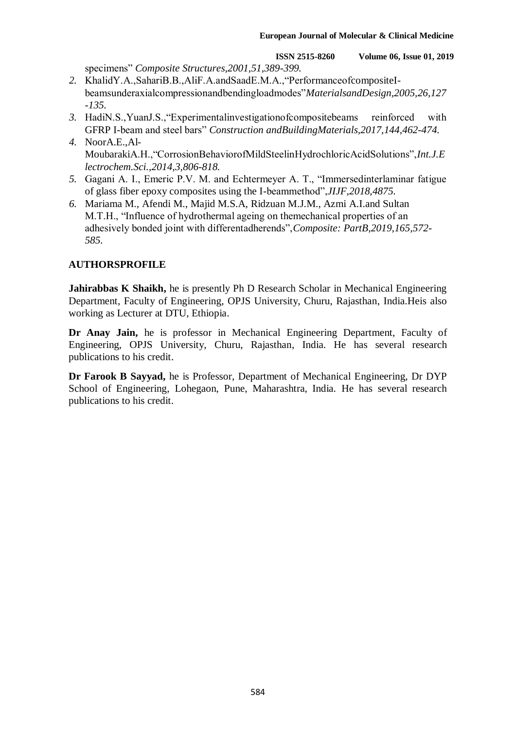specimens" *Composite Structures,2001,51,389-399.*

2. KhalidY.A.,SahariB.B.,AliF.A.andSaadE.M.A.,"PerformanceofcompositeI-beamsunderaxialcompressionandbendingloadmodes"*MaterialsandDesign,2005,26,127-135.*
3. HadiN.S.,YuanJ.S.,"Experimentalinvestigationofcompositebeams reinforced with GFRP I-beam and steel bars" *Construction andBuildingMaterials,2017,144,462-474.*
4. NoorA.E.,Al-MoubarakiA.H.,"CorrosionBehaviorofMildSteelinHydrochloricAcidSolutions",*Int.J.Electrochem.Sci.,2014,3,806-818.*
5. Gagani A. I., Emeric P.V. M. and Echtermeyer A. T., "Immersedinterlaminar fatigue of glass fiber epoxy composites using the I-beammethod",*JIJF,2018,4875.*
6. Mariama M., Afendi M., Majid M.S.A, Ridzuan M.J.M., Azmi A.I.and Sultan M.T.H., "Influence of hydrothermal ageing on themechanical properties of an adhesively bonded joint with differentadherends",*Composite: PartB,2019,165,572-585.*

## AUTHORSPROFILE

**Jahirabbas K Shaikh,** he is presently Ph D Research Scholar in Mechanical Engineering Department, Faculty of Engineering, OPJS University, Churu, Rajasthan, India.Heis also working as Lecturer at DTU, Ethiopia.

**Dr Anay Jain,** he is professor in Mechanical Engineering Department, Faculty of Engineering, OPJS University, Churu, Rajasthan, India. He has several research publications to his credit.

**Dr Farook B Sayyad,** he is Professor, Department of Mechanical Engineering, Dr DYP School of Engineering, Lohegaon, Pune, Maharashtra, India. He has several research publications to his credit.